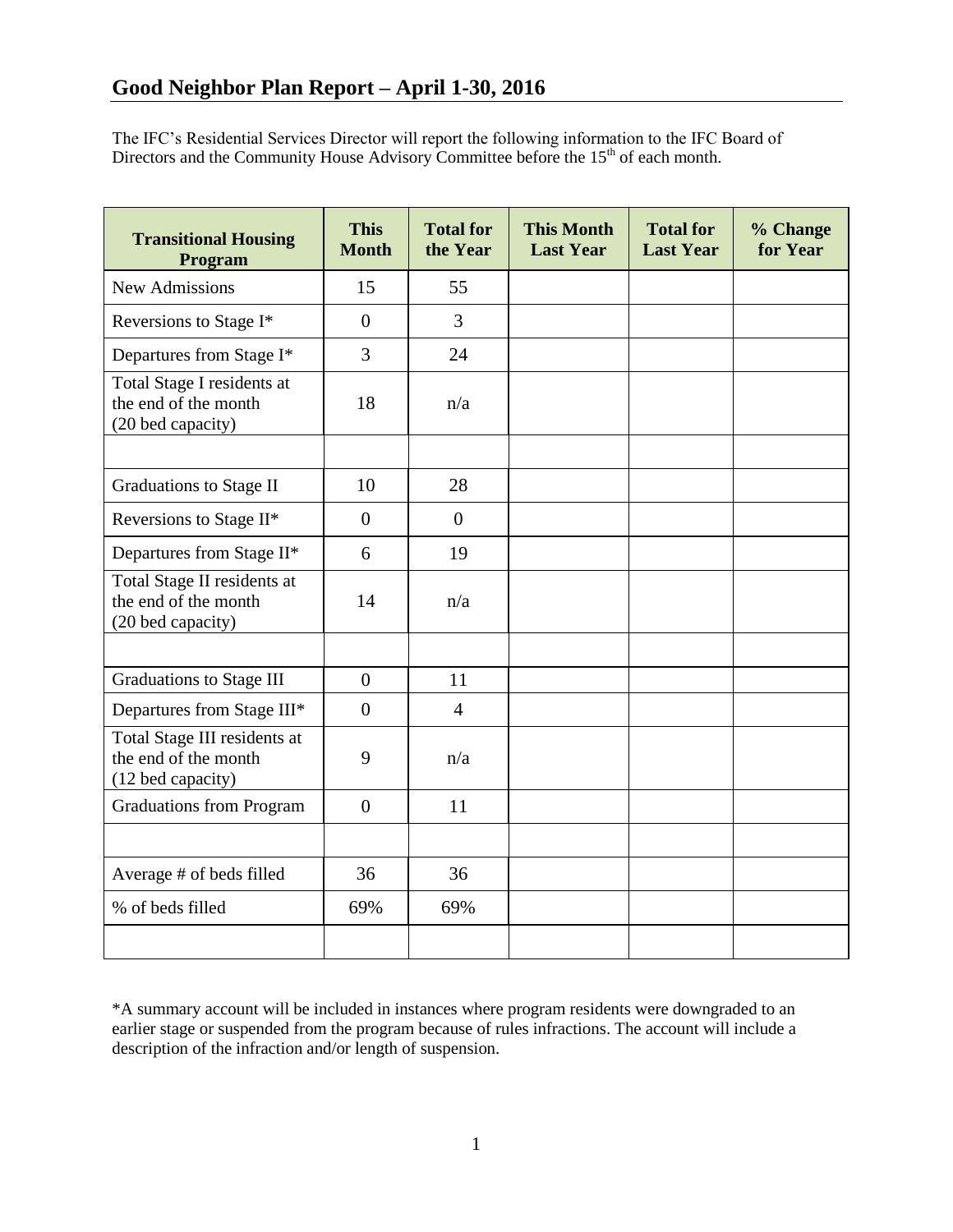# Good Neighbor Plan Report – April 1-30, 2016

The IFC's Residential Services Director will report the following information to the IFC Board of Directors and the Community House Advisory Committee before the 15th of each month.

| Transitional Housing Program | This Month | Total for the Year | This Month Last Year | Total for Last Year | % Change for Year |
|---|---|---|---|---|---|
| New Admissions | 15 | 55 | | | |
| Reversions to Stage I* | 0 | 3 | | | |
| Departures from Stage I* | 3 | 24 | | | |
| Total Stage I residents at the end of the month (20 bed capacity) | 18 | n/a | | | |
| | | | | | |
| Graduations to Stage II | 10 | 28 | | | |
| Reversions to Stage II* | 0 | 0 | | | |
| Departures from Stage II* | 6 | 19 | | | |
| Total Stage II residents at the end of the month (20 bed capacity) | 14 | n/a | | | |
| | | | | | |
| Graduations to Stage III | 0 | 11 | | | |
| Departures from Stage III* | 0 | 4 | | | |
| Total Stage III residents at the end of the month (12 bed capacity) | 9 | n/a | | | |
| Graduations from Program | 0 | 11 | | | |
| | | | | | |
| Average # of beds filled | 36 | 36 | | | |
| % of beds filled | 69% | 69% | | | |
| | | | | | |

*A summary account will be included in instances where program residents were downgraded to an earlier stage or suspended from the program because of rules infractions. The account will include a description of the infraction and/or length of suspension.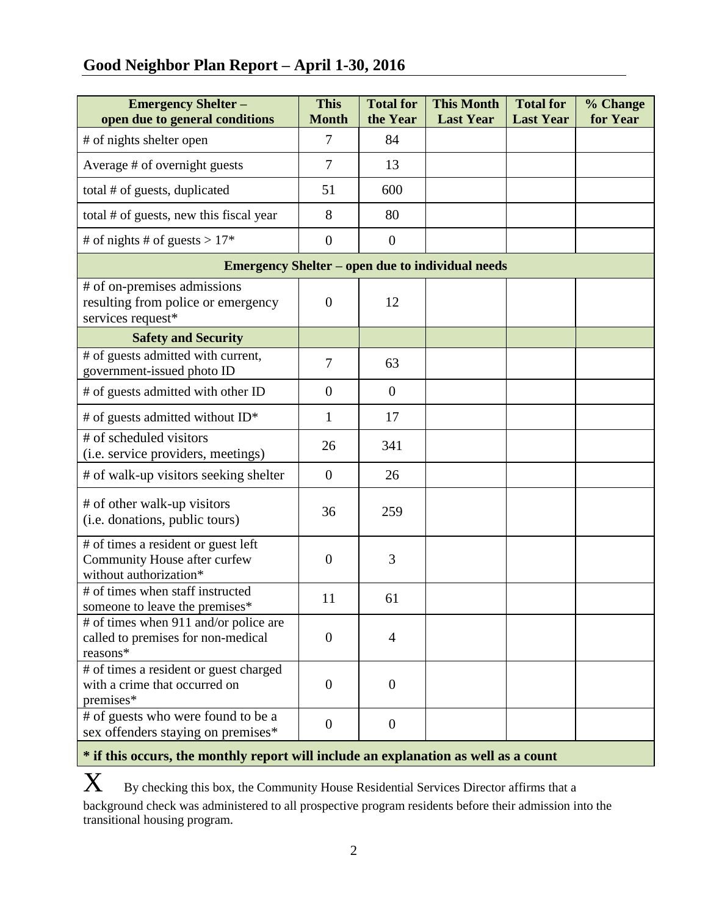## Good Neighbor Plan Report – April 1-30, 2016

| Emergency Shelter – open due to general conditions | This Month | Total for the Year | This Month Last Year | Total for Last Year | % Change for Year |
|---|---|---|---|---|---|
| # of nights shelter open | 7 | 84 | | | |
| Average # of overnight guests | 7 | 13 | | | |
| total # of guests, duplicated | 51 | 600 | | | |
| total # of guests, new this fiscal year | 8 | 80 | | | |
| # of nights # of guests > 17* | 0 | 0 | | | |
| **Emergency Shelter – open due to individual needs** | | | | | |
| # of on-premises admissions resulting from police or emergency services request* | 0 | 12 | | | |
| **Safety and Security** | | | | | |
| # of guests admitted with current, government-issued photo ID | 7 | 63 | | | |
| # of guests admitted with other ID | 0 | 0 | | | |
| # of guests admitted without ID* | 1 | 17 | | | |
| # of scheduled visitors (i.e. service providers, meetings) | 26 | 341 | | | |
| # of walk-up visitors seeking shelter | 0 | 26 | | | |
| # of other walk-up visitors (i.e. donations, public tours) | 36 | 259 | | | |
| # of times a resident or guest left Community House after curfew without authorization* | 0 | 3 | | | |
| # of times when staff instructed someone to leave the premises* | 11 | 61 | | | |
| # of times when 911 and/or police are called to premises for non-medical reasons* | 0 | 4 | | | |
| # of times a resident or guest charged with a crime that occurred on premises* | 0 | 0 | | | |
| # of guests who were found to be a sex offenders staying on premises* | 0 | 0 | | | |

**\* if this occurs, the monthly report will include an explanation as well as a count**

X By checking this box, the Community House Residential Services Director affirms that a background check was administered to all prospective program residents before their admission into the transitional housing program.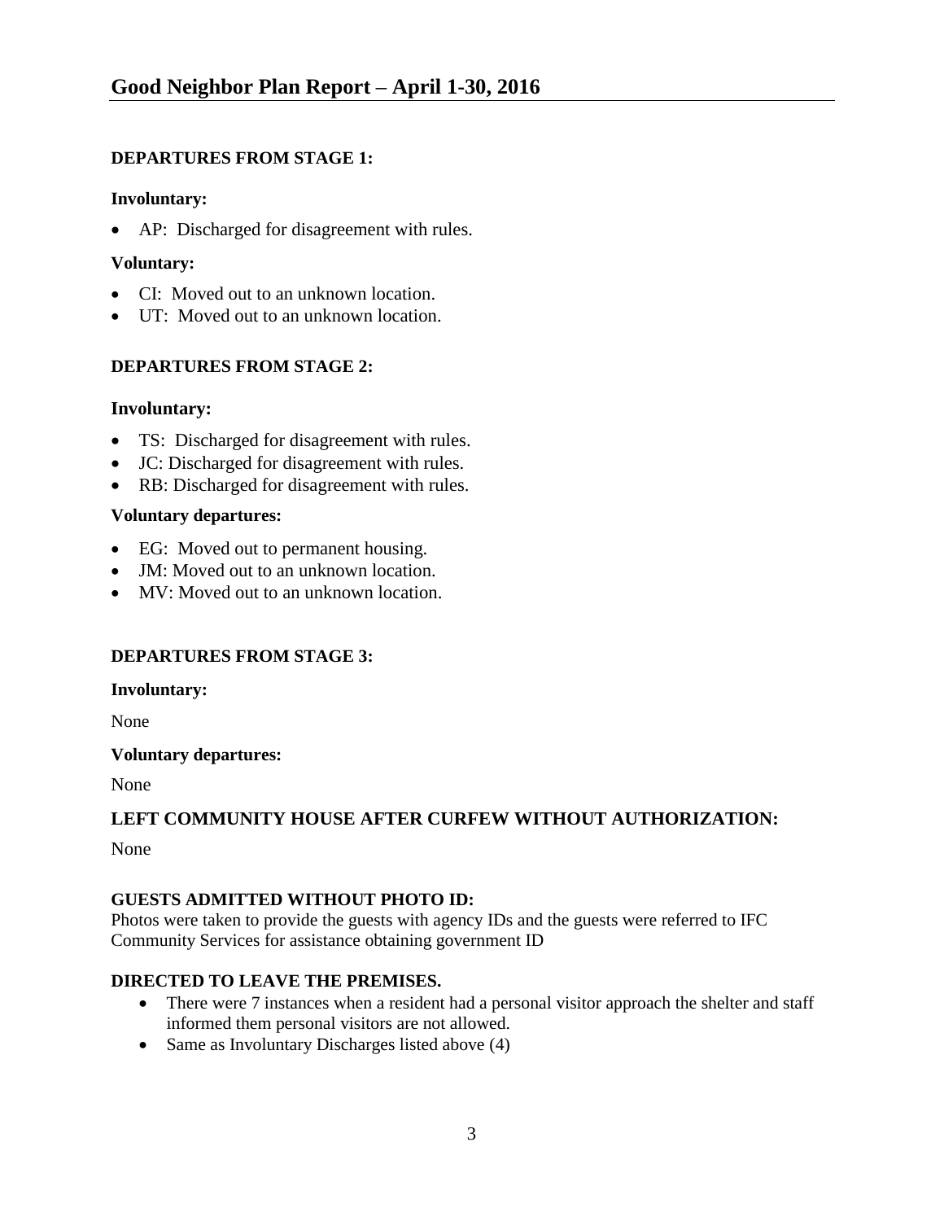# Good Neighbor Plan Report – April 1-30, 2016

### DEPARTURES FROM STAGE 1:

**Involuntary:**

- AP: Discharged for disagreement with rules.

**Voluntary:**

- CI: Moved out to an unknown location.
- UT: Moved out to an unknown location.

### DEPARTURES FROM STAGE 2:

**Involuntary:**

- TS: Discharged for disagreement with rules.
- JC: Discharged for disagreement with rules.
- RB: Discharged for disagreement with rules.

**Voluntary departures:**

- EG: Moved out to permanent housing.
- JM: Moved out to an unknown location.
- MV: Moved out to an unknown location.

### DEPARTURES FROM STAGE 3:

**Involuntary:**

None

**Voluntary departures:**

None

### LEFT COMMUNITY HOUSE AFTER CURFEW WITHOUT AUTHORIZATION:

None

### GUESTS ADMITTED WITHOUT PHOTO ID:

Photos were taken to provide the guests with agency IDs and the guests were referred to IFC Community Services for assistance obtaining government ID

### DIRECTED TO LEAVE THE PREMISES.

- There were 7 instances when a resident had a personal visitor approach the shelter and staff informed them personal visitors are not allowed.
- Same as Involuntary Discharges listed above (4)